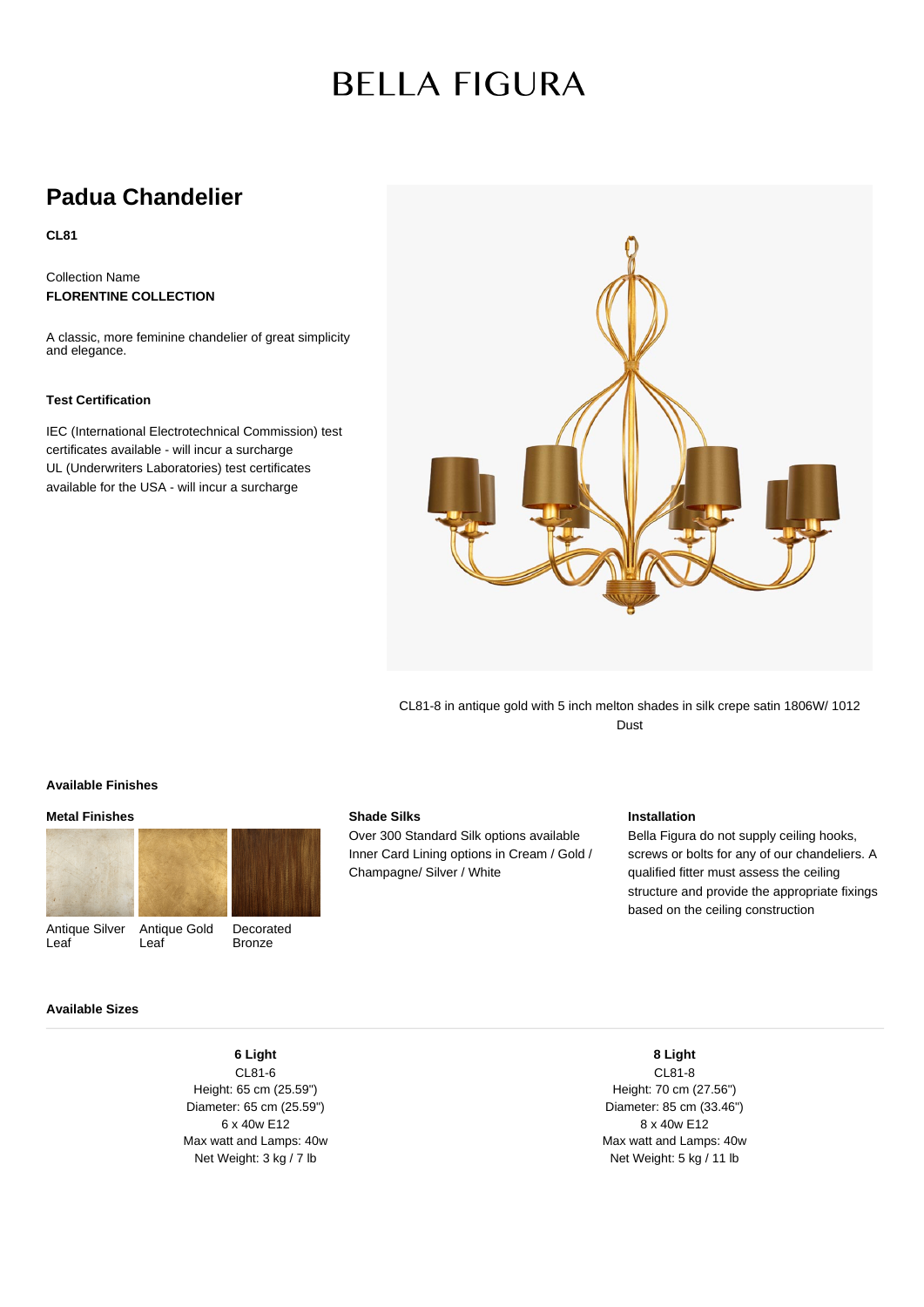# BELLA FIGURA

## Padua Chandelier

**CL81**

Collection Name

**FLORENTINE COLLECTION**

A classic, more feminine chandelier of great simplicity and elegance.

**Test Certification**

IEC (International Electrotechnical Commission) test certificates available - will incur a surcharge
UL (Underwriters Laboratories) test certificates available for the USA - will incur a surcharge

CL81-8 in antique gold with 5 inch melton shades in silk crepe satin 1806W/ 1012 Dust

**Available Finishes**

**Metal Finishes**

Antique Silver Leaf

Antique Gold Leaf

Decorated Bronze

**Shade Silks**

Over 300 Standard Silk options available
Inner Card Lining options in Cream / Gold / Champagne/ Silver / White

**Installation**

Bella Figura do not supply ceiling hooks, screws or bolts for any of our chandeliers. A qualified fitter must assess the ceiling structure and provide the appropriate fixings based on the ceiling construction

**Available Sizes**

**6 Light**
CL81-6
Height: 65 cm (25.59")
Diameter: 65 cm (25.59")
6 x 40w E12
Max watt and Lamps: 40w
Net Weight: 3 kg / 7 lb

**8 Light**
CL81-8
Height: 70 cm (27.56")
Diameter: 85 cm (33.46")
8 x 40w E12
Max watt and Lamps: 40w
Net Weight: 5 kg / 11 lb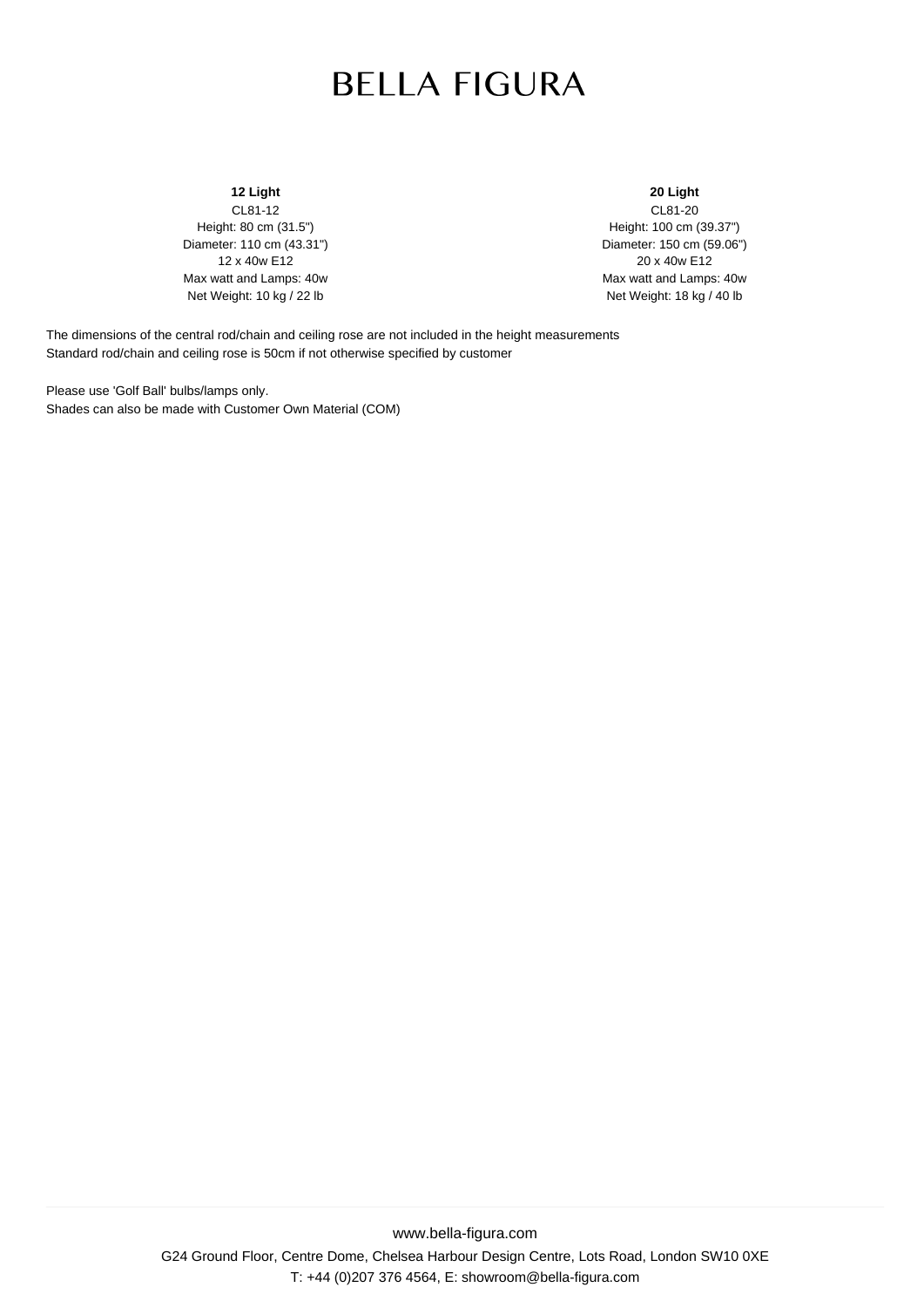# BELLA FIGURA

**12 Light**
CL81-12
Height: 80 cm (31.5")
Diameter: 110 cm (43.31")
12 x 40w E12
Max watt and Lamps: 40w
Net Weight: 10 kg / 22 lb

**20 Light**
CL81-20
Height: 100 cm (39.37")
Diameter: 150 cm (59.06")
20 x 40w E12
Max watt and Lamps: 40w
Net Weight: 18 kg / 40 lb

The dimensions of the central rod/chain and ceiling rose are not included in the height measurements
Standard rod/chain and ceiling rose is 50cm if not otherwise specified by customer

Please use 'Golf Ball' bulbs/lamps only.
Shades can also be made with Customer Own Material (COM)

www.bella-figura.com
G24 Ground Floor, Centre Dome, Chelsea Harbour Design Centre, Lots Road, London SW10 0XE
T: +44 (0)207 376 4564, E: showroom@bella-figura.com